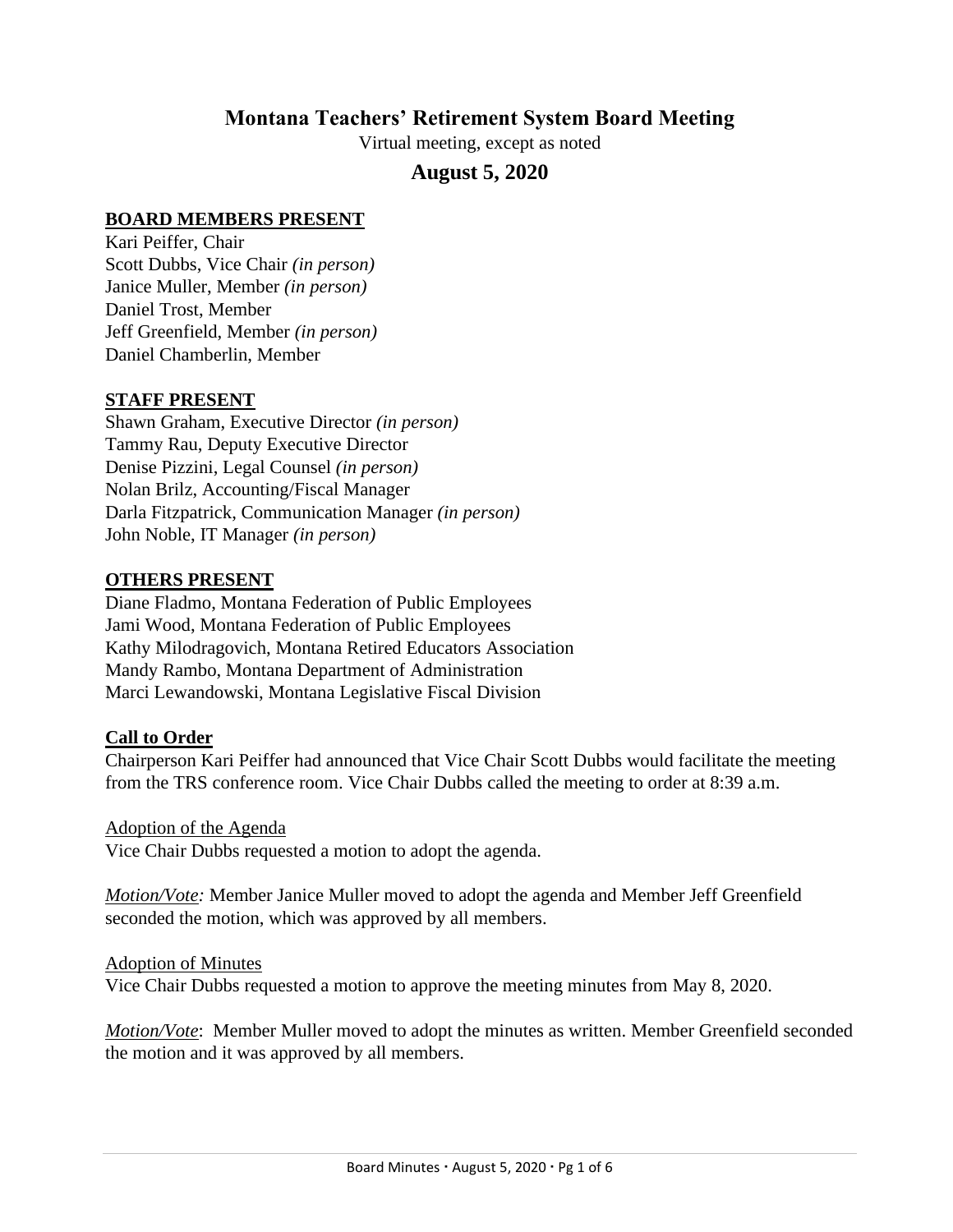# Montana Teachers' Retirement System Board Meeting

Virtual meeting, except as noted

## August 5, 2020

**BOARD MEMBERS PRESENT**

Kari Peiffer, Chair
Scott Dubbs, Vice Chair *(in person)*
Janice Muller, Member *(in person)*
Daniel Trost, Member
Jeff Greenfield, Member *(in person)*
Daniel Chamberlin, Member

**STAFF PRESENT**

Shawn Graham, Executive Director *(in person)*
Tammy Rau, Deputy Executive Director
Denise Pizzini, Legal Counsel *(in person)*
Nolan Brilz, Accounting/Fiscal Manager
Darla Fitzpatrick, Communication Manager *(in person)*
John Noble, IT Manager *(in person)*

**OTHERS PRESENT**

Diane Fladmo, Montana Federation of Public Employees
Jami Wood, Montana Federation of Public Employees
Kathy Milodragovich, Montana Retired Educators Association
Mandy Rambo, Montana Department of Administration
Marci Lewandowski, Montana Legislative Fiscal Division

**Call to Order**

Chairperson Kari Peiffer had announced that Vice Chair Scott Dubbs would facilitate the meeting from the TRS conference room. Vice Chair Dubbs called the meeting to order at 8:39 a.m.

Adoption of the Agenda

Vice Chair Dubbs requested a motion to adopt the agenda.

*Motion/Vote:* Member Janice Muller moved to adopt the agenda and Member Jeff Greenfield seconded the motion, which was approved by all members.

Adoption of Minutes

Vice Chair Dubbs requested a motion to approve the meeting minutes from May 8, 2020.

*Motion/Vote*: Member Muller moved to adopt the minutes as written. Member Greenfield seconded the motion and it was approved by all members.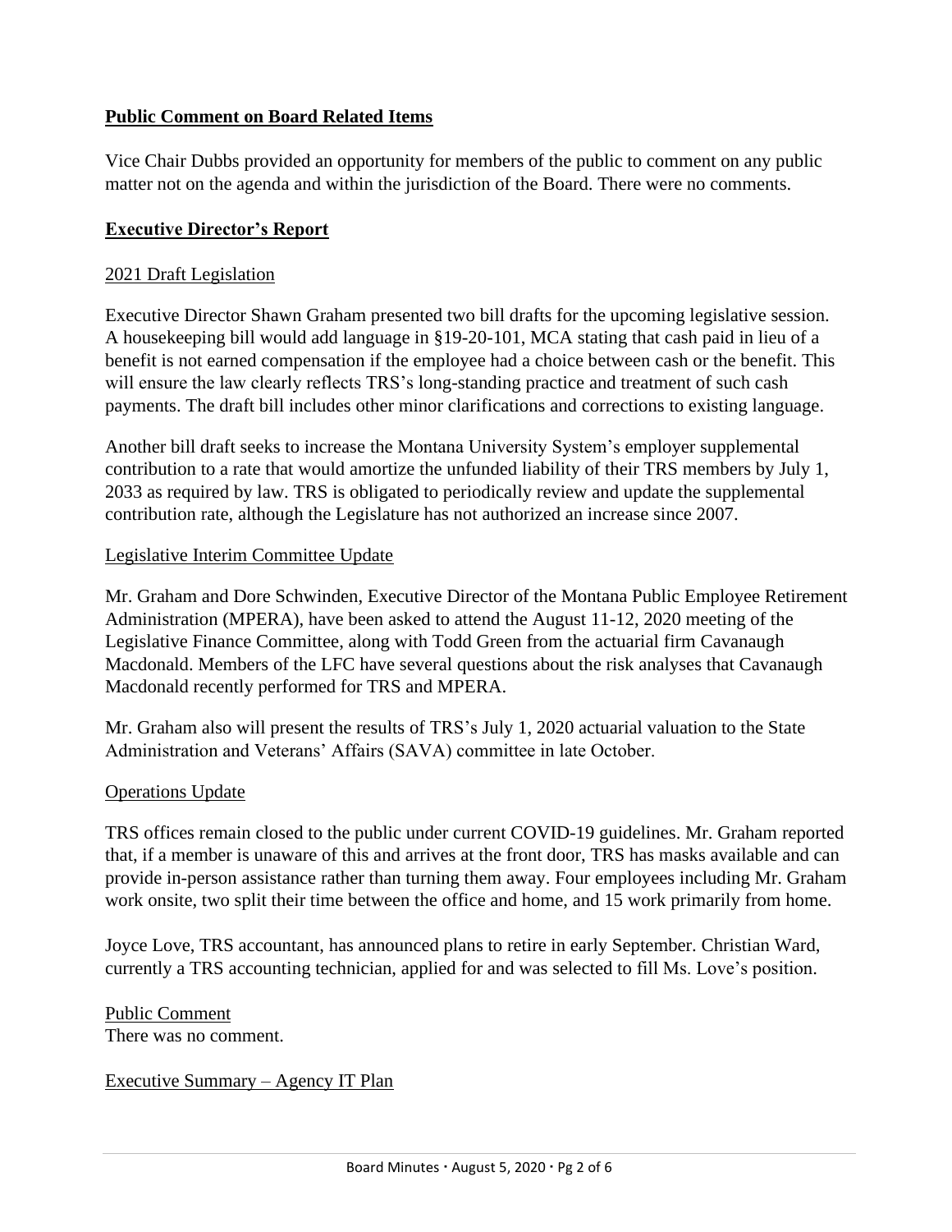## Public Comment on Board Related Items

Vice Chair Dubbs provided an opportunity for members of the public to comment on any public matter not on the agenda and within the jurisdiction of the Board. There were no comments.

## Executive Director's Report

### 2021 Draft Legislation

Executive Director Shawn Graham presented two bill drafts for the upcoming legislative session. A housekeeping bill would add language in §19-20-101, MCA stating that cash paid in lieu of a benefit is not earned compensation if the employee had a choice between cash or the benefit. This will ensure the law clearly reflects TRS's long-standing practice and treatment of such cash payments. The draft bill includes other minor clarifications and corrections to existing language.

Another bill draft seeks to increase the Montana University System's employer supplemental contribution to a rate that would amortize the unfunded liability of their TRS members by July 1, 2033 as required by law. TRS is obligated to periodically review and update the supplemental contribution rate, although the Legislature has not authorized an increase since 2007.

### Legislative Interim Committee Update

Mr. Graham and Dore Schwinden, Executive Director of the Montana Public Employee Retirement Administration (MPERA), have been asked to attend the August 11-12, 2020 meeting of the Legislative Finance Committee, along with Todd Green from the actuarial firm Cavanaugh Macdonald. Members of the LFC have several questions about the risk analyses that Cavanaugh Macdonald recently performed for TRS and MPERA.

Mr. Graham also will present the results of TRS's July 1, 2020 actuarial valuation to the State Administration and Veterans' Affairs (SAVA) committee in late October.

### Operations Update

TRS offices remain closed to the public under current COVID-19 guidelines. Mr. Graham reported that, if a member is unaware of this and arrives at the front door, TRS has masks available and can provide in-person assistance rather than turning them away. Four employees including Mr. Graham work onsite, two split their time between the office and home, and 15 work primarily from home.

Joyce Love, TRS accountant, has announced plans to retire in early September. Christian Ward, currently a TRS accounting technician, applied for and was selected to fill Ms. Love's position.

### Public Comment

There was no comment.

### Executive Summary – Agency IT Plan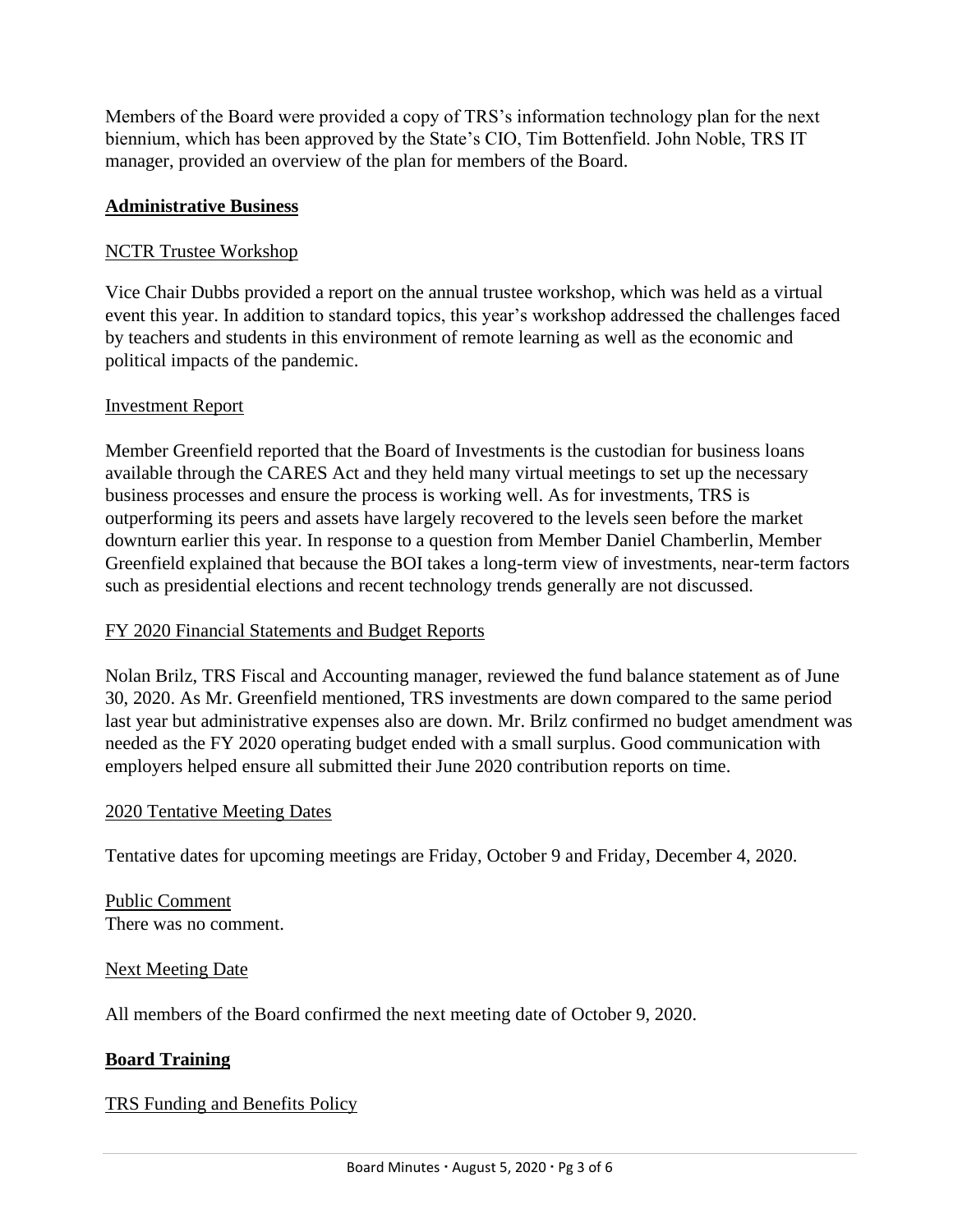Members of the Board were provided a copy of TRS's information technology plan for the next biennium, which has been approved by the State's CIO, Tim Bottenfield. John Noble, TRS IT manager, provided an overview of the plan for members of the Board.

## **Administrative Business**

### NCTR Trustee Workshop

Vice Chair Dubbs provided a report on the annual trustee workshop, which was held as a virtual event this year. In addition to standard topics, this year's workshop addressed the challenges faced by teachers and students in this environment of remote learning as well as the economic and political impacts of the pandemic.

### Investment Report

Member Greenfield reported that the Board of Investments is the custodian for business loans available through the CARES Act and they held many virtual meetings to set up the necessary business processes and ensure the process is working well. As for investments, TRS is outperforming its peers and assets have largely recovered to the levels seen before the market downturn earlier this year. In response to a question from Member Daniel Chamberlin, Member Greenfield explained that because the BOI takes a long-term view of investments, near-term factors such as presidential elections and recent technology trends generally are not discussed.

### FY 2020 Financial Statements and Budget Reports

Nolan Brilz, TRS Fiscal and Accounting manager, reviewed the fund balance statement as of June 30, 2020. As Mr. Greenfield mentioned, TRS investments are down compared to the same period last year but administrative expenses also are down. Mr. Brilz confirmed no budget amendment was needed as the FY 2020 operating budget ended with a small surplus. Good communication with employers helped ensure all submitted their June 2020 contribution reports on time.

### 2020 Tentative Meeting Dates

Tentative dates for upcoming meetings are Friday, October 9 and Friday, December 4, 2020.

### Public Comment

There was no comment.

### Next Meeting Date

All members of the Board confirmed the next meeting date of October 9, 2020.

## **Board Training**

### TRS Funding and Benefits Policy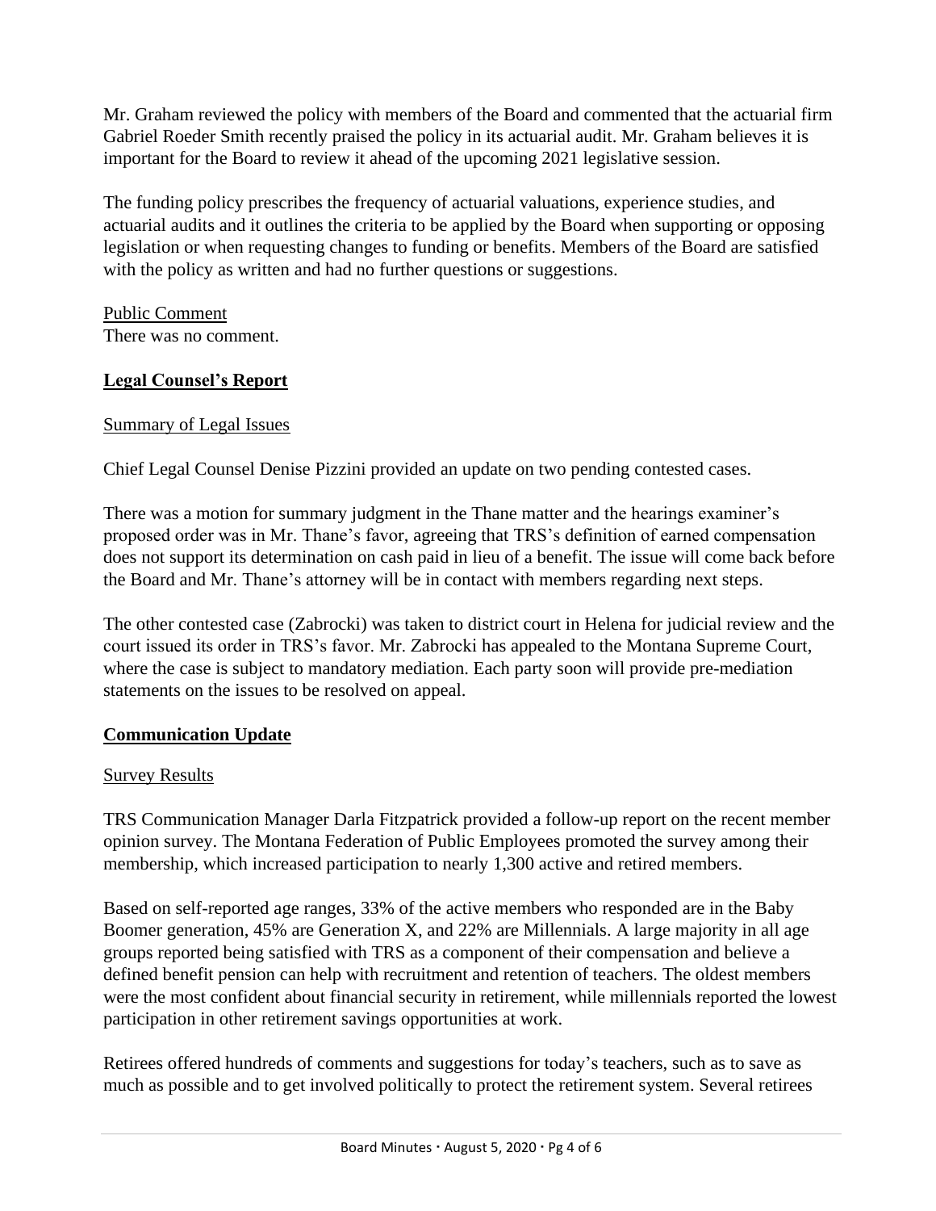Mr. Graham reviewed the policy with members of the Board and commented that the actuarial firm Gabriel Roeder Smith recently praised the policy in its actuarial audit. Mr. Graham believes it is important for the Board to review it ahead of the upcoming 2021 legislative session.

The funding policy prescribes the frequency of actuarial valuations, experience studies, and actuarial audits and it outlines the criteria to be applied by the Board when supporting or opposing legislation or when requesting changes to funding or benefits. Members of the Board are satisfied with the policy as written and had no further questions or suggestions.

Public Comment
There was no comment.

## Legal Counsel's Report

Summary of Legal Issues

Chief Legal Counsel Denise Pizzini provided an update on two pending contested cases.

There was a motion for summary judgment in the Thane matter and the hearings examiner's proposed order was in Mr. Thane's favor, agreeing that TRS's definition of earned compensation does not support its determination on cash paid in lieu of a benefit. The issue will come back before the Board and Mr. Thane's attorney will be in contact with members regarding next steps.

The other contested case (Zabrocki) was taken to district court in Helena for judicial review and the court issued its order in TRS's favor. Mr. Zabrocki has appealed to the Montana Supreme Court, where the case is subject to mandatory mediation. Each party soon will provide pre-mediation statements on the issues to be resolved on appeal.

## Communication Update

Survey Results

TRS Communication Manager Darla Fitzpatrick provided a follow-up report on the recent member opinion survey. The Montana Federation of Public Employees promoted the survey among their membership, which increased participation to nearly 1,300 active and retired members.

Based on self-reported age ranges, 33% of the active members who responded are in the Baby Boomer generation, 45% are Generation X, and 22% are Millennials. A large majority in all age groups reported being satisfied with TRS as a component of their compensation and believe a defined benefit pension can help with recruitment and retention of teachers. The oldest members were the most confident about financial security in retirement, while millennials reported the lowest participation in other retirement savings opportunities at work.

Retirees offered hundreds of comments and suggestions for today's teachers, such as to save as much as possible and to get involved politically to protect the retirement system. Several retirees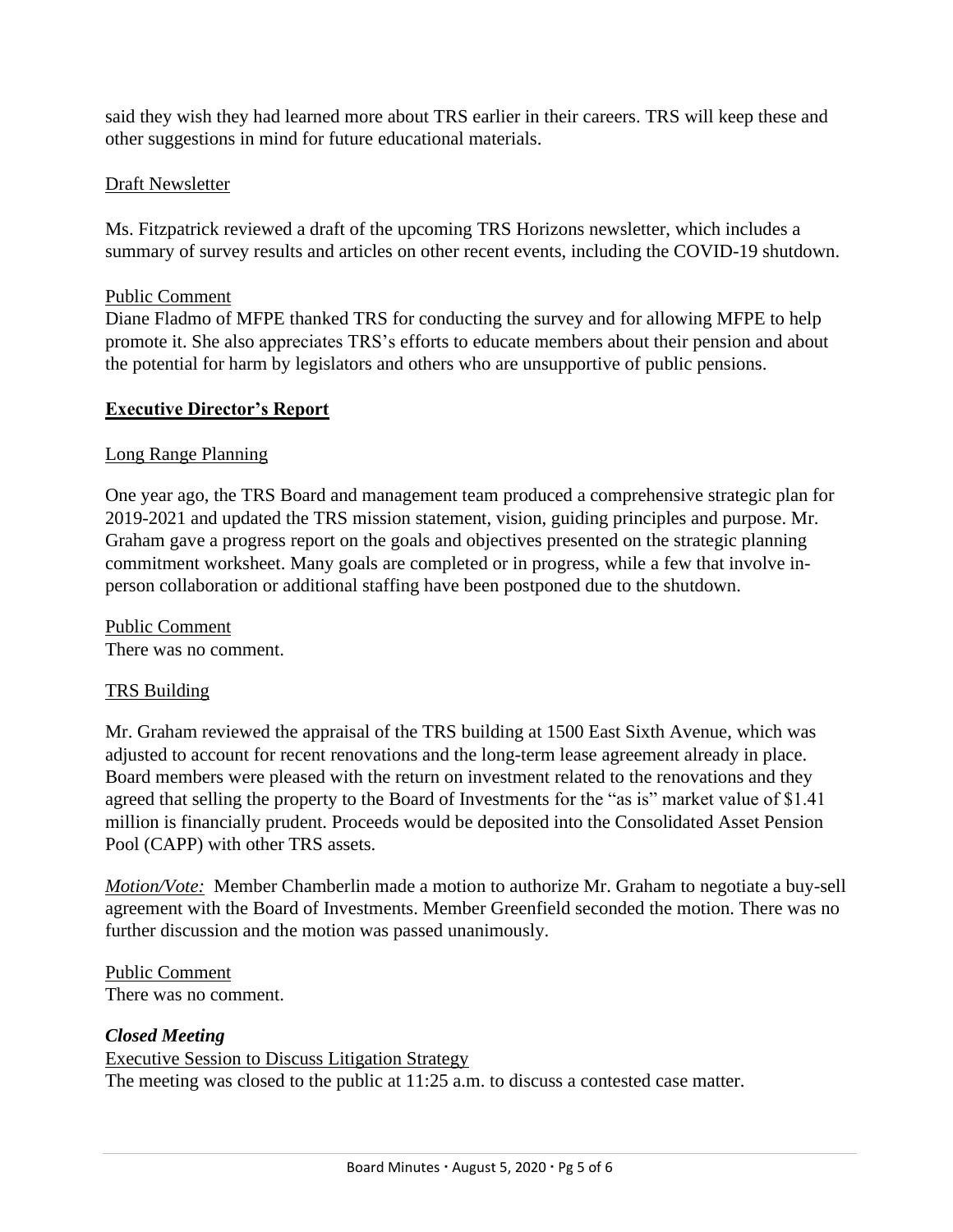said they wish they had learned more about TRS earlier in their careers. TRS will keep these and other suggestions in mind for future educational materials.

Draft Newsletter

Ms. Fitzpatrick reviewed a draft of the upcoming TRS Horizons newsletter, which includes a summary of survey results and articles on other recent events, including the COVID-19 shutdown.

Public Comment

Diane Fladmo of MFPE thanked TRS for conducting the survey and for allowing MFPE to help promote it. She also appreciates TRS's efforts to educate members about their pension and about the potential for harm by legislators and others who are unsupportive of public pensions.

## **Executive Director's Report**

Long Range Planning

One year ago, the TRS Board and management team produced a comprehensive strategic plan for 2019-2021 and updated the TRS mission statement, vision, guiding principles and purpose. Mr. Graham gave a progress report on the goals and objectives presented on the strategic planning commitment worksheet. Many goals are completed or in progress, while a few that involve in-person collaboration or additional staffing have been postponed due to the shutdown.

Public Comment

There was no comment.

TRS Building

Mr. Graham reviewed the appraisal of the TRS building at 1500 East Sixth Avenue, which was adjusted to account for recent renovations and the long-term lease agreement already in place. Board members were pleased with the return on investment related to the renovations and they agreed that selling the property to the Board of Investments for the "as is" market value of $1.41 million is financially prudent. Proceeds would be deposited into the Consolidated Asset Pension Pool (CAPP) with other TRS assets.

*Motion/Vote:* Member Chamberlin made a motion to authorize Mr. Graham to negotiate a buy-sell agreement with the Board of Investments. Member Greenfield seconded the motion. There was no further discussion and the motion was passed unanimously.

Public Comment

There was no comment.

***Closed Meeting***

Executive Session to Discuss Litigation Strategy

The meeting was closed to the public at 11:25 a.m. to discuss a contested case matter.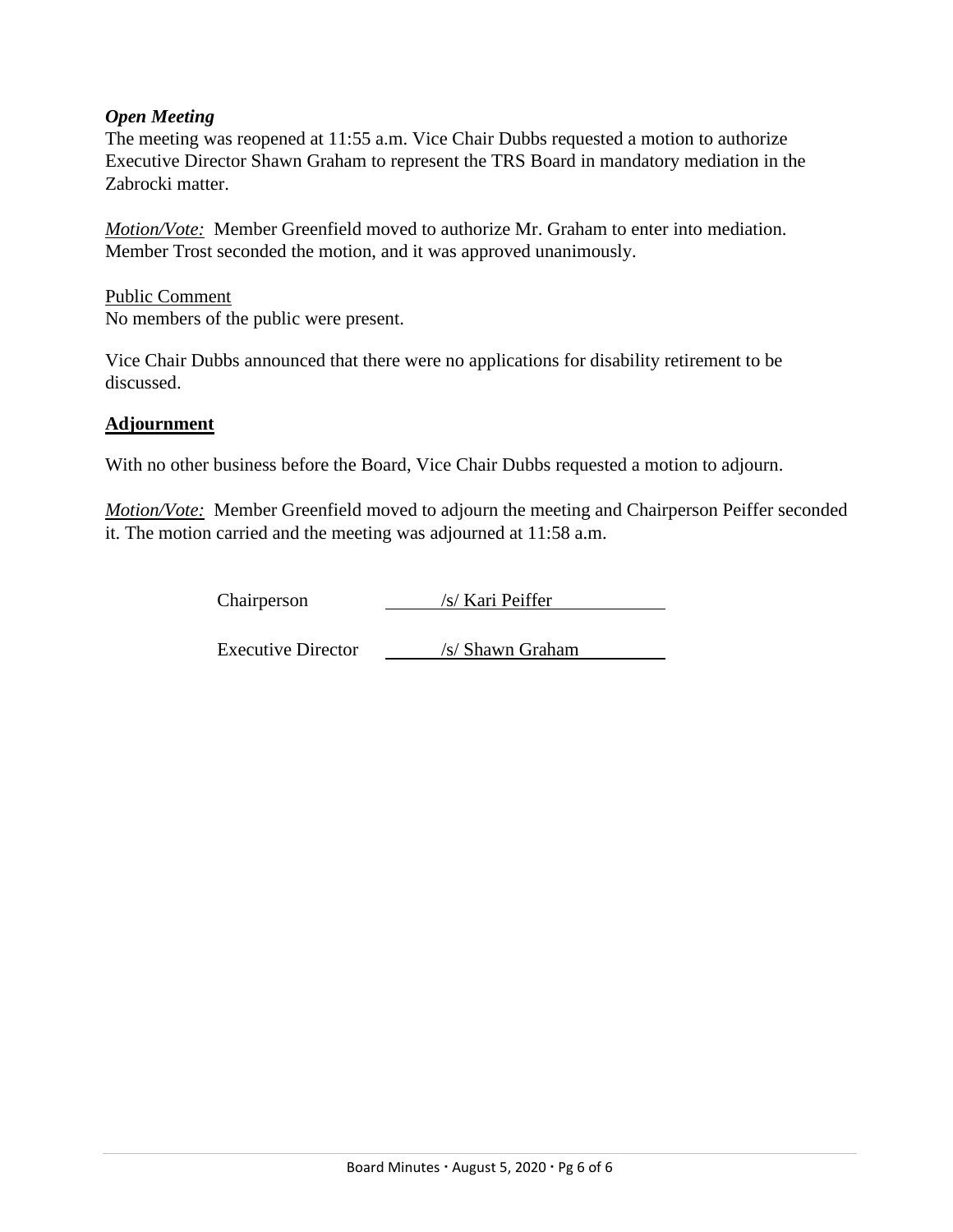***Open Meeting***

The meeting was reopened at 11:55 a.m. Vice Chair Dubbs requested a motion to authorize Executive Director Shawn Graham to represent the TRS Board in mandatory mediation in the Zabrocki matter.

*Motion/Vote:* Member Greenfield moved to authorize Mr. Graham to enter into mediation. Member Trost seconded the motion, and it was approved unanimously.

Public Comment

No members of the public were present.

Vice Chair Dubbs announced that there were no applications for disability retirement to be discussed.

**Adjournment**

With no other business before the Board, Vice Chair Dubbs requested a motion to adjourn.

*Motion/Vote:* Member Greenfield moved to adjourn the meeting and Chairperson Peiffer seconded it. The motion carried and the meeting was adjourned at 11:58 a.m.

Chairperson /s/ Kari Peiffer

Executive Director /s/ Shawn Graham